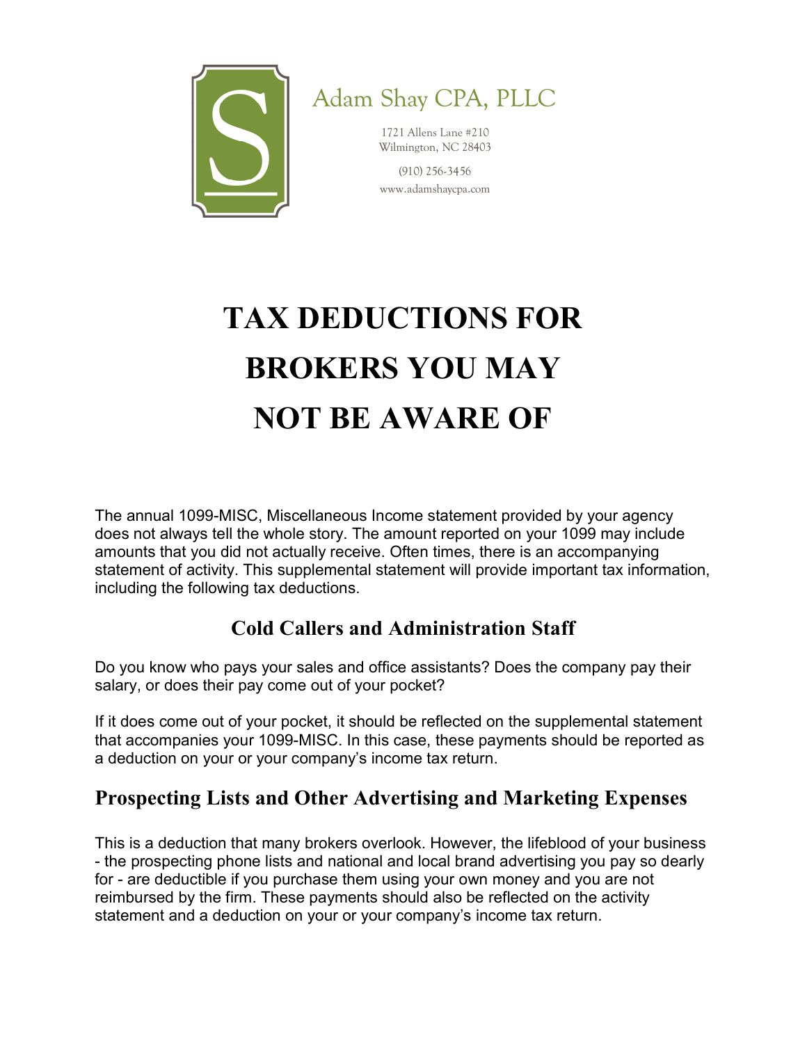Adam Shay CPA, PLLC

1721 Allens Lane #210
Wilmington, NC 28403

(910) 256-3456
www.adamshaycpa.com

# TAX DEDUCTIONS FOR BROKERS YOU MAY NOT BE AWARE OF

The annual 1099-MISC, Miscellaneous Income statement provided by your agency does not always tell the whole story. The amount reported on your 1099 may include amounts that you did not actually receive. Often times, there is an accompanying statement of activity. This supplemental statement will provide important tax information, including the following tax deductions.

## Cold Callers and Administration Staff

Do you know who pays your sales and office assistants? Does the company pay their salary, or does their pay come out of your pocket?

If it does come out of your pocket, it should be reflected on the supplemental statement that accompanies your 1099-MISC. In this case, these payments should be reported as a deduction on your or your company's income tax return.

## Prospecting Lists and Other Advertising and Marketing Expenses

This is a deduction that many brokers overlook. However, the lifeblood of your business - the prospecting phone lists and national and local brand advertising you pay so dearly for - are deductible if you purchase them using your own money and you are not reimbursed by the firm. These payments should also be reflected on the activity statement and a deduction on your or your company's income tax return.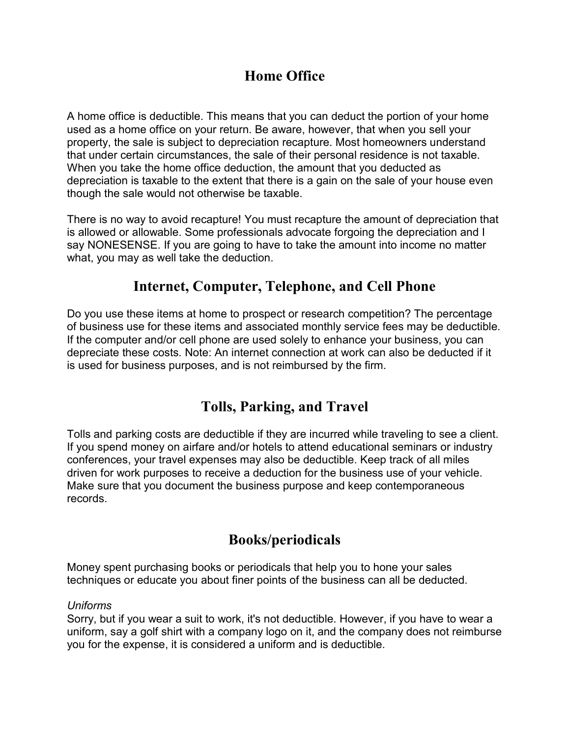## Home Office

A home office is deductible. This means that you can deduct the portion of your home used as a home office on your return. Be aware, however, that when you sell your property, the sale is subject to depreciation recapture. Most homeowners understand that under certain circumstances, the sale of their personal residence is not taxable. When you take the home office deduction, the amount that you deducted as depreciation is taxable to the extent that there is a gain on the sale of your house even though the sale would not otherwise be taxable.

There is no way to avoid recapture! You must recapture the amount of depreciation that is allowed or allowable. Some professionals advocate forgoing the depreciation and I say NONESENSE. If you are going to have to take the amount into income no matter what, you may as well take the deduction.

## Internet, Computer, Telephone, and Cell Phone

Do you use these items at home to prospect or research competition? The percentage of business use for these items and associated monthly service fees may be deductible. If the computer and/or cell phone are used solely to enhance your business, you can depreciate these costs. Note: An internet connection at work can also be deducted if it is used for business purposes, and is not reimbursed by the firm.

## Tolls, Parking, and Travel

Tolls and parking costs are deductible if they are incurred while traveling to see a client. If you spend money on airfare and/or hotels to attend educational seminars or industry conferences, your travel expenses may also be deductible. Keep track of all miles driven for work purposes to receive a deduction for the business use of your vehicle. Make sure that you document the business purpose and keep contemporaneous records.

## Books/periodicals

Money spent purchasing books or periodicals that help you to hone your sales techniques or educate you about finer points of the business can all be deducted.

*Uniforms*

Sorry, but if you wear a suit to work, it's not deductible. However, if you have to wear a uniform, say a golf shirt with a company logo on it, and the company does not reimburse you for the expense, it is considered a uniform and is deductible.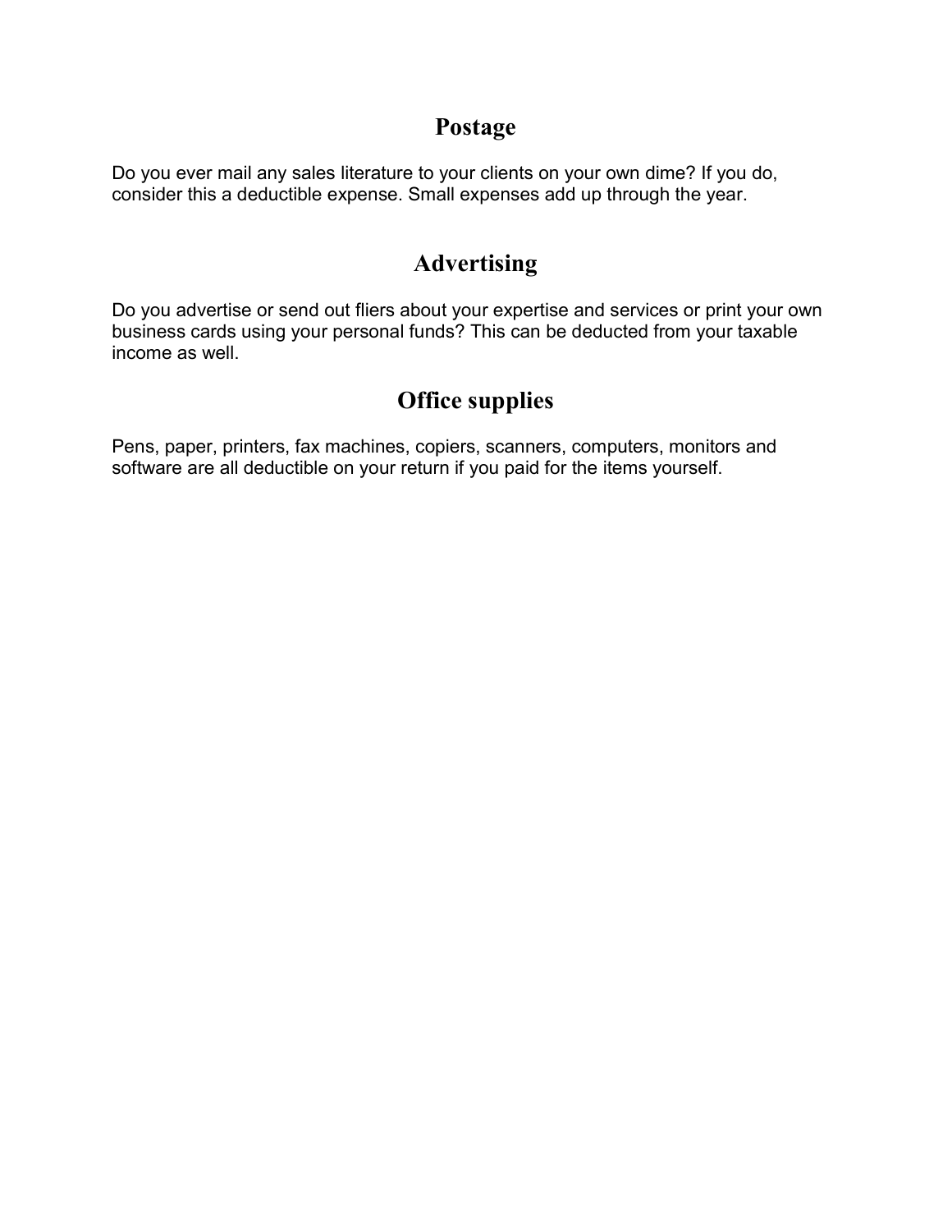## Postage

Do you ever mail any sales literature to your clients on your own dime? If you do, consider this a deductible expense. Small expenses add up through the year.

## Advertising

Do you advertise or send out fliers about your expertise and services or print your own business cards using your personal funds? This can be deducted from your taxable income as well.

## Office supplies

Pens, paper, printers, fax machines, copiers, scanners, computers, monitors and software are all deductible on your return if you paid for the items yourself.